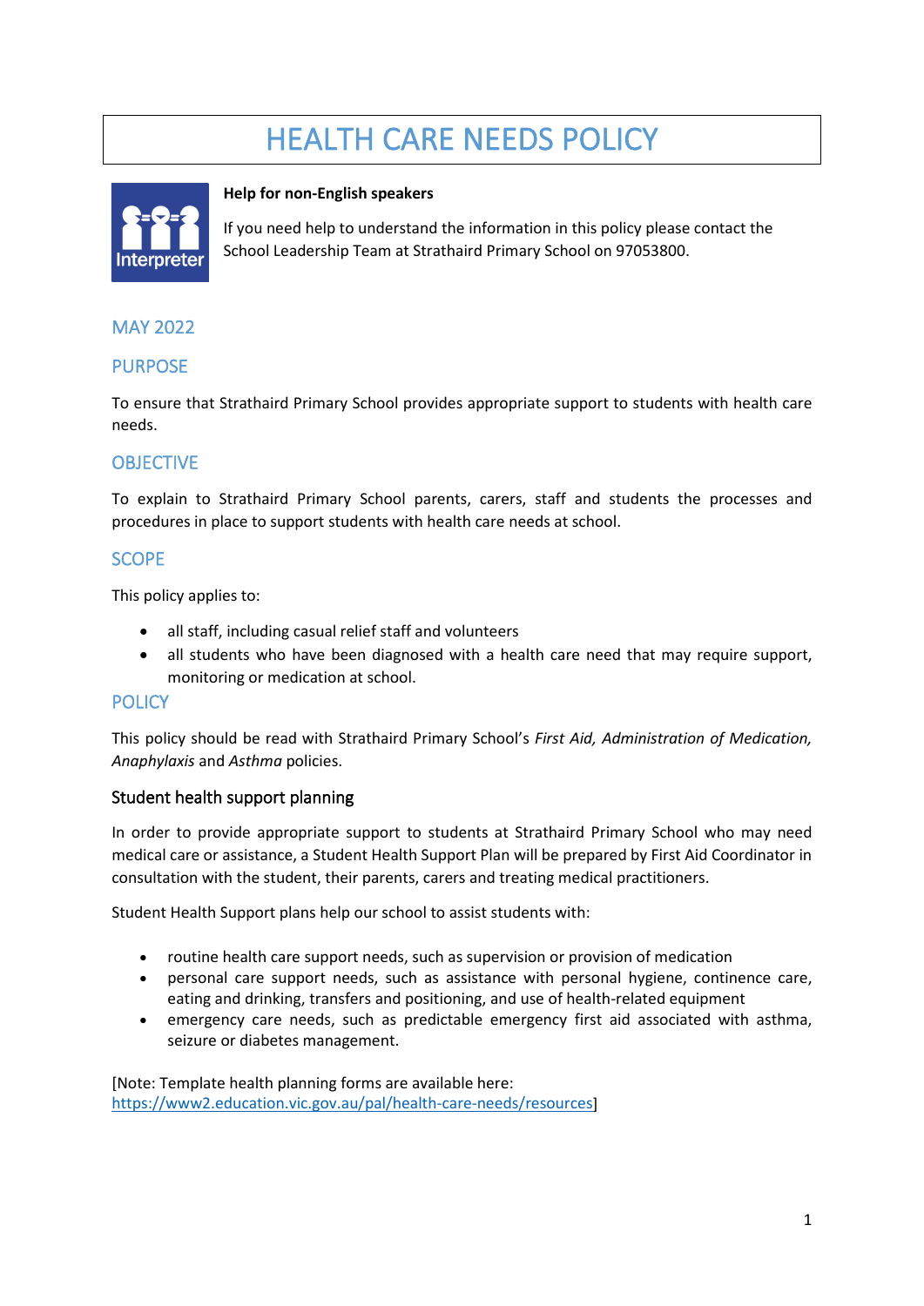# HEALTH CARE NEEDS POLICY

**Help for non-English speakers**

If you need help to understand the information in this policy please contact the School Leadership Team at Strathaird Primary School on 97053800.

## MAY 2022

## PURPOSE

To ensure that Strathaird Primary School provides appropriate support to students with health care needs.

## OBJECTIVE

To explain to Strathaird Primary School parents, carers, staff and students the processes and procedures in place to support students with health care needs at school.

## SCOPE

This policy applies to:

- all staff, including casual relief staff and volunteers
- all students who have been diagnosed with a health care need that may require support, monitoring or medication at school.

## POLICY

This policy should be read with Strathaird Primary School's *First Aid, Administration of Medication, Anaphylaxis* and *Asthma* policies.

### Student health support planning

In order to provide appropriate support to students at Strathaird Primary School who may need medical care or assistance, a Student Health Support Plan will be prepared by First Aid Coordinator in consultation with the student, their parents, carers and treating medical practitioners.

Student Health Support plans help our school to assist students with:

- routine health care support needs, such as supervision or provision of medication
- personal care support needs, such as assistance with personal hygiene, continence care, eating and drinking, transfers and positioning, and use of health-related equipment
- emergency care needs, such as predictable emergency first aid associated with asthma, seizure or diabetes management.

[Note: Template health planning forms are available here: https://www2.education.vic.gov.au/pal/health-care-needs/resources]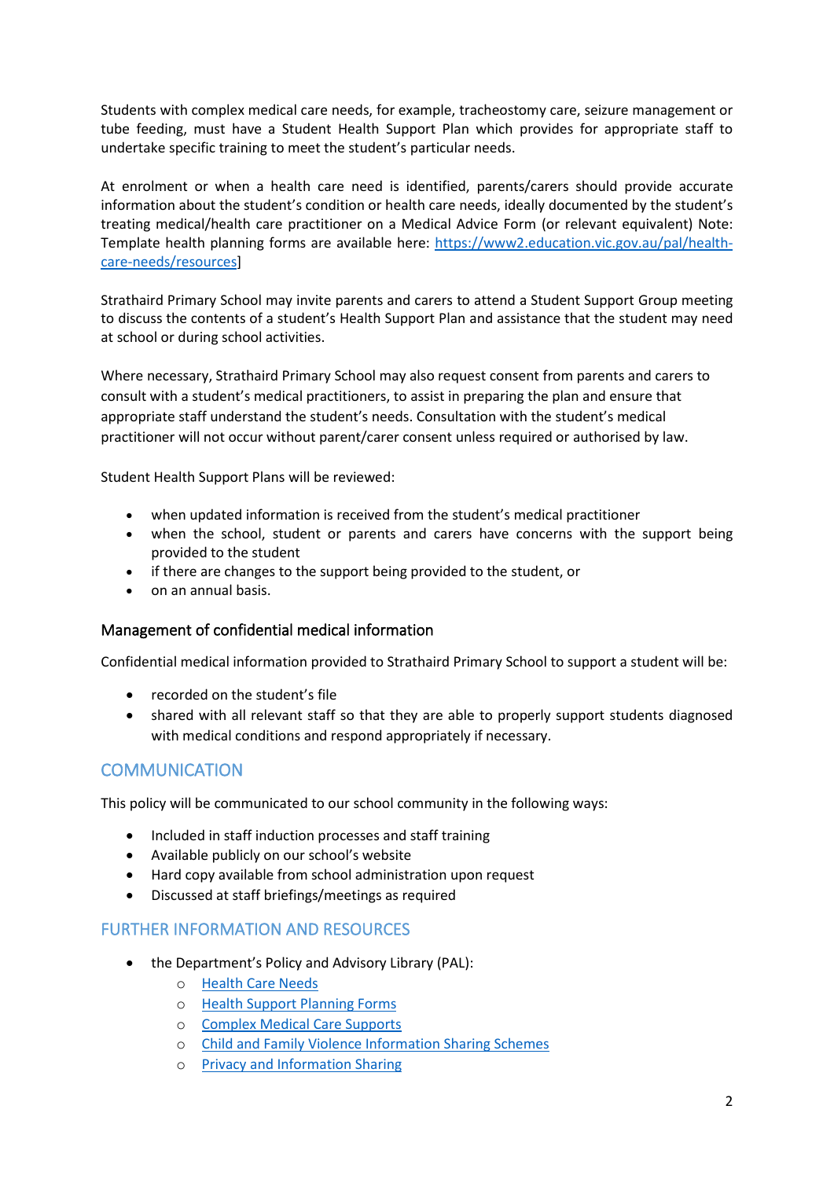Students with complex medical care needs, for example, tracheostomy care, seizure management or tube feeding, must have a Student Health Support Plan which provides for appropriate staff to undertake specific training to meet the student's particular needs.

At enrolment or when a health care need is identified, parents/carers should provide accurate information about the student's condition or health care needs, ideally documented by the student's treating medical/health care practitioner on a Medical Advice Form (or relevant equivalent) Note: Template health planning forms are available here: [https://www2.education.vic.gov.au/pal/health-care-needs/resources](https://www2.education.vic.gov.au/pal/health-care-needs/resources)]

Strathaird Primary School may invite parents and carers to attend a Student Support Group meeting to discuss the contents of a student's Health Support Plan and assistance that the student may need at school or during school activities.

Where necessary, Strathaird Primary School may also request consent from parents and carers to consult with a student's medical practitioners, to assist in preparing the plan and ensure that appropriate staff understand the student's needs. Consultation with the student's medical practitioner will not occur without parent/carer consent unless required or authorised by law.

Student Health Support Plans will be reviewed:

- when updated information is received from the student's medical practitioner
- when the school, student or parents and carers have concerns with the support being provided to the student
- if there are changes to the support being provided to the student, or
- on an annual basis.

### Management of confidential medical information

Confidential medical information provided to Strathaird Primary School to support a student will be:

- recorded on the student's file
- shared with all relevant staff so that they are able to properly support students diagnosed with medical conditions and respond appropriately if necessary.

## COMMUNICATION

This policy will be communicated to our school community in the following ways:

- Included in staff induction processes and staff training
- Available publicly on our school's website
- Hard copy available from school administration upon request
- Discussed at staff briefings/meetings as required

## FURTHER INFORMATION AND RESOURCES

- the Department's Policy and Advisory Library (PAL):
  - Health Care Needs
  - Health Support Planning Forms
  - Complex Medical Care Supports
  - Child and Family Violence Information Sharing Schemes
  - Privacy and Information Sharing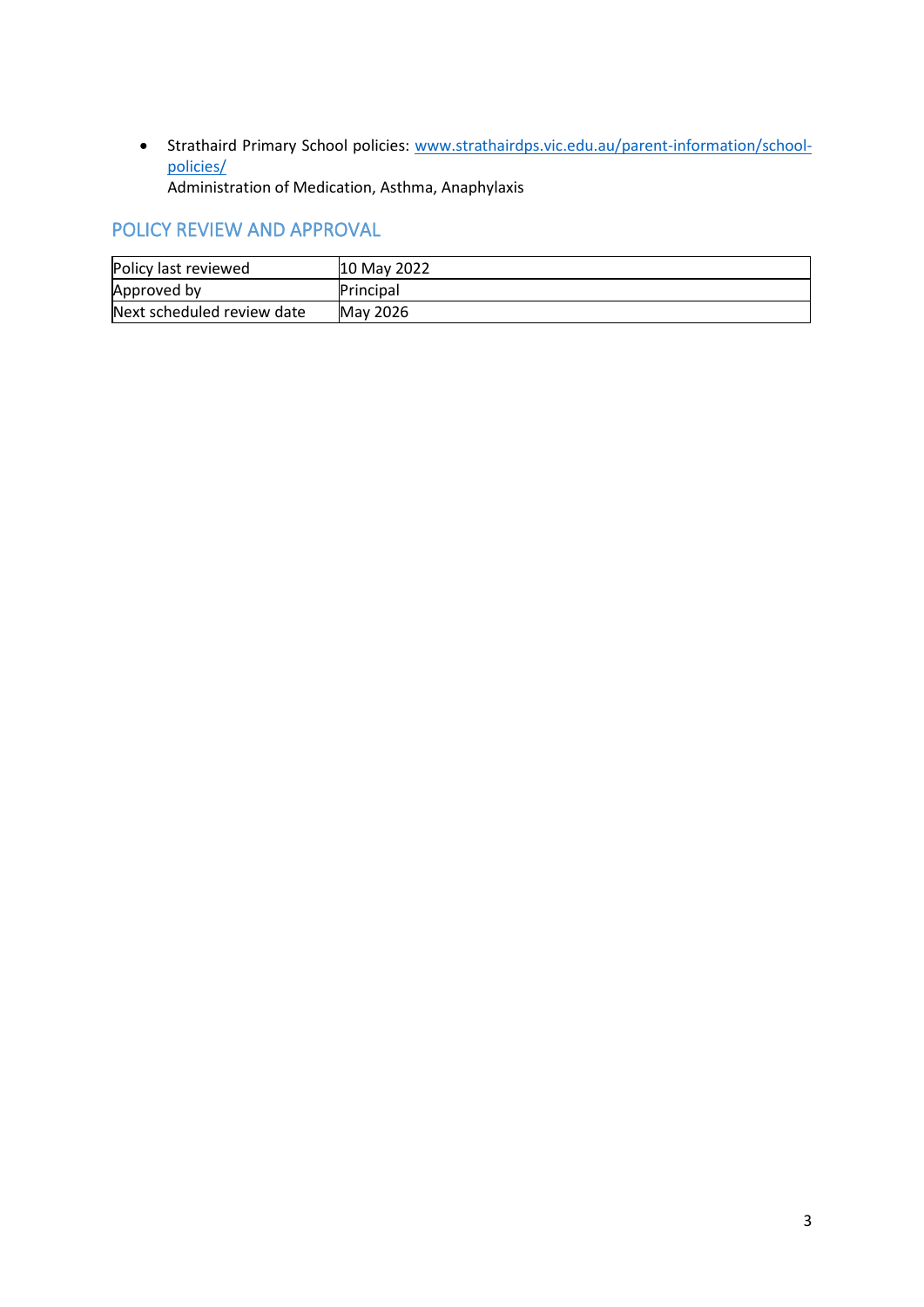- Strathaird Primary School policies: [www.strathairdps.vic.edu.au/parent-information/school-policies/](www.strathairdps.vic.edu.au/parent-information/school-policies/)
  Administration of Medication, Asthma, Anaphylaxis

## POLICY REVIEW AND APPROVAL

| | |
|---|---|
| Policy last reviewed | 10 May 2022 |
| Approved by | Principal |
| Next scheduled review date | May 2026 |